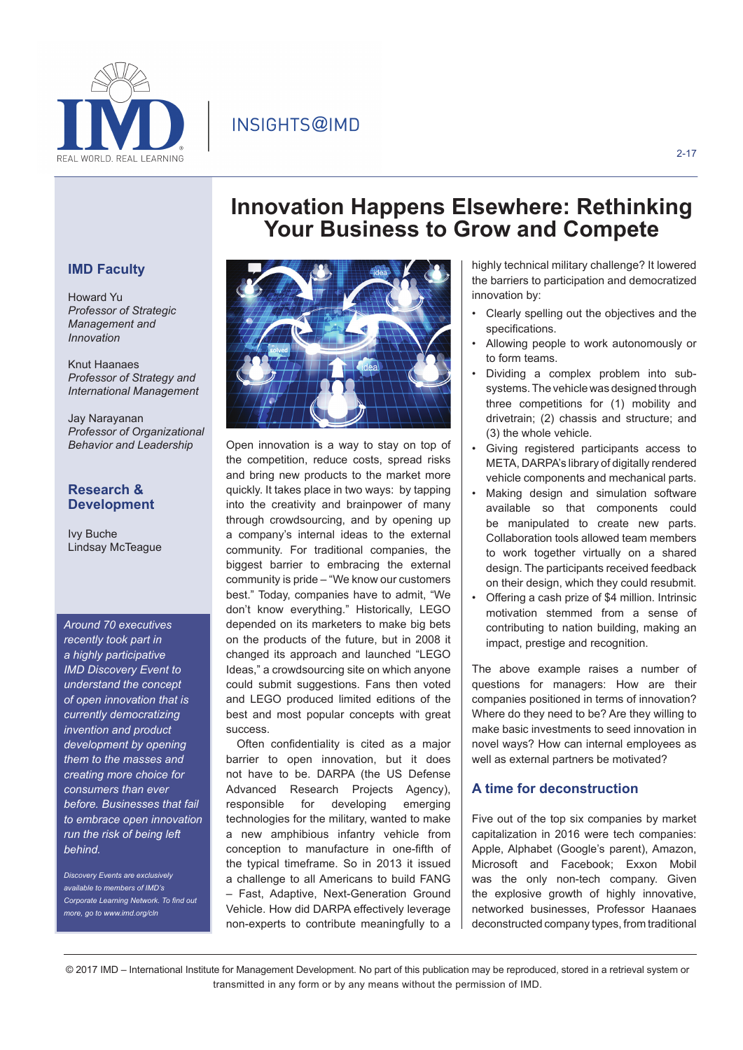# Innovation Happens Elsewhere: Rethinking Your Business to Grow and Compete

## IMD Faculty

Howard Yu
*Professor of Strategic Management and Innovation*

Knut Haanaes
*Professor of Strategy and International Management*

Jay Narayanan
*Professor of Organizational Behavior and Leadership*

## Research & Development

Ivy Buche
Lindsay McTeague

*Around 70 executives recently took part in a highly participative IMD Discovery Event to understand the concept of open innovation that is currently democratizing invention and product development by opening them to the masses and creating more choice for consumers than ever before. Businesses that fail to embrace open innovation run the risk of being left behind.*

*Discovery Events are exclusively available to members of IMD's Corporate Learning Network. To find out more, go to www.imd.org/cln*

Open innovation is a way to stay on top of the competition, reduce costs, spread risks and bring new products to the market more quickly. It takes place in two ways: by tapping into the creativity and brainpower of many through crowdsourcing, and by opening up a company's internal ideas to the external community. For traditional companies, the biggest barrier to embracing the external community is pride – "We know our customers best." Today, companies have to admit, "We don't know everything." Historically, LEGO depended on its marketers to make big bets on the products of the future, but in 2008 it changed its approach and launched "LEGO Ideas," a crowdsourcing site on which anyone could submit suggestions. Fans then voted and LEGO produced limited editions of the best and most popular concepts with great success.

Often confidentiality is cited as a major barrier to open innovation, but it does not have to be. DARPA (the US Defense Advanced Research Projects Agency), responsible for developing emerging technologies for the military, wanted to make a new amphibious infantry vehicle from conception to manufacture in one-fifth of the typical timeframe. So in 2013 it issued a challenge to all Americans to build FANG – Fast, Adaptive, Next-Generation Ground Vehicle. How did DARPA effectively leverage non-experts to contribute meaningfully to a highly technical military challenge? It lowered the barriers to participation and democratized innovation by:

- Clearly spelling out the objectives and the specifications.
- Allowing people to work autonomously or to form teams.
- Dividing a complex problem into sub-systems. The vehicle was designed through three competitions for (1) mobility and drivetrain; (2) chassis and structure; and (3) the whole vehicle.
- Giving registered participants access to META, DARPA's library of digitally rendered vehicle components and mechanical parts.
- Making design and simulation software available so that components could be manipulated to create new parts. Collaboration tools allowed team members to work together virtually on a shared design. The participants received feedback on their design, which they could resubmit.
- Offering a cash prize of $4 million. Intrinsic motivation stemmed from a sense of contributing to nation building, making an impact, prestige and recognition.

The above example raises a number of questions for managers: How are their companies positioned in terms of innovation? Where do they need to be? Are they willing to make basic investments to seed innovation in novel ways? How can internal employees as well as external partners be motivated?

## A time for deconstruction

Five out of the top six companies by market capitalization in 2016 were tech companies: Apple, Alphabet (Google's parent), Amazon, Microsoft and Facebook; Exxon Mobil was the only non-tech company. Given the explosive growth of highly innovative, networked businesses, Professor Haanaes deconstructed company types, from traditional

© 2017 IMD – International Institute for Management Development. No part of this publication may be reproduced, stored in a retrieval system or transmitted in any form or by any means without the permission of IMD.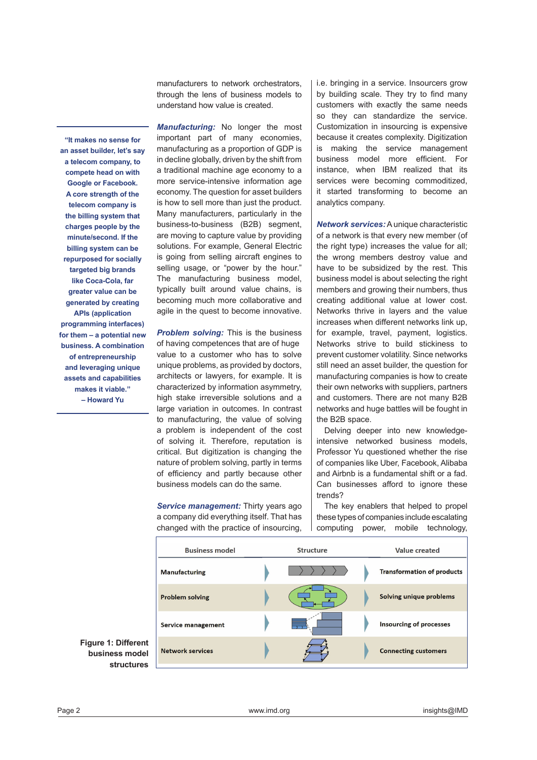manufacturers to network orchestrators, through the lens of business models to understand how value is created.

> **"It makes no sense for an asset builder, let's say a telecom company, to compete head on with Google or Facebook. A core strength of the telecom company is the billing system that charges people by the minute/second. If the billing system can be repurposed for socially targeted big brands like Coca-Cola, far greater value can be generated by creating APIs (application programming interfaces) for them – a potential new business. A combination of entrepreneurship and leveraging unique assets and capabilities makes it viable."**
> **– Howard Yu**

***Manufacturing:*** No longer the most important part of many economies, manufacturing as a proportion of GDP is in decline globally, driven by the shift from a traditional machine age economy to a more service-intensive information age economy. The question for asset builders is how to sell more than just the product. Many manufacturers, particularly in the business-to-business (B2B) segment, are moving to capture value by providing solutions. For example, General Electric is going from selling aircraft engines to selling usage, or "power by the hour." The manufacturing business model, typically built around value chains, is becoming much more collaborative and agile in the quest to become innovative.

***Problem solving:*** This is the business of having competences that are of huge value to a customer who has to solve unique problems, as provided by doctors, architects or lawyers, for example. It is characterized by information asymmetry, high stake irreversible solutions and a large variation in outcomes. In contrast to manufacturing, the value of solving a problem is independent of the cost of solving it. Therefore, reputation is critical. But digitization is changing the nature of problem solving, partly in terms of efficiency and partly because other business models can do the same.

***Service management:*** Thirty years ago a company did everything itself. That has changed with the practice of insourcing, i.e. bringing in a service. Insourcers grow by building scale. They try to find many customers with exactly the same needs so they can standardize the service. Customization in insourcing is expensive because it creates complexity. Digitization is making the service management business model more efficient. For instance, when IBM realized that its services were becoming commoditized, it started transforming to become an analytics company.

***Network services:*** A unique characteristic of a network is that every new member (of the right type) increases the value for all; the wrong members destroy value and have to be subsidized by the rest. This business model is about selecting the right members and growing their numbers, thus creating additional value at lower cost. Networks thrive in layers and the value increases when different networks link up, for example, travel, payment, logistics. Networks strive to build stickiness to prevent customer volatility. Since networks still need an asset builder, the question for manufacturing companies is how to create their own networks with suppliers, partners and customers. There are not many B2B networks and huge battles will be fought in the B2B space.

Delving deeper into new knowledge-intensive networked business models, Professor Yu questioned whether the rise of companies like Uber, Facebook, Alibaba and Airbnb is a fundamental shift or a fad. Can businesses afford to ignore these trends?

The key enablers that helped to propel these types of companies include escalating computing power, mobile technology,

| Business model | Structure | Value created |
|---|---|---|
| Manufacturing | | Transformation of products |
| Problem solving | | Solving unique problems |
| Service management | | Insourcing of processes |
| Network services | | Connecting customers |

**Figure 1: Different business model structures**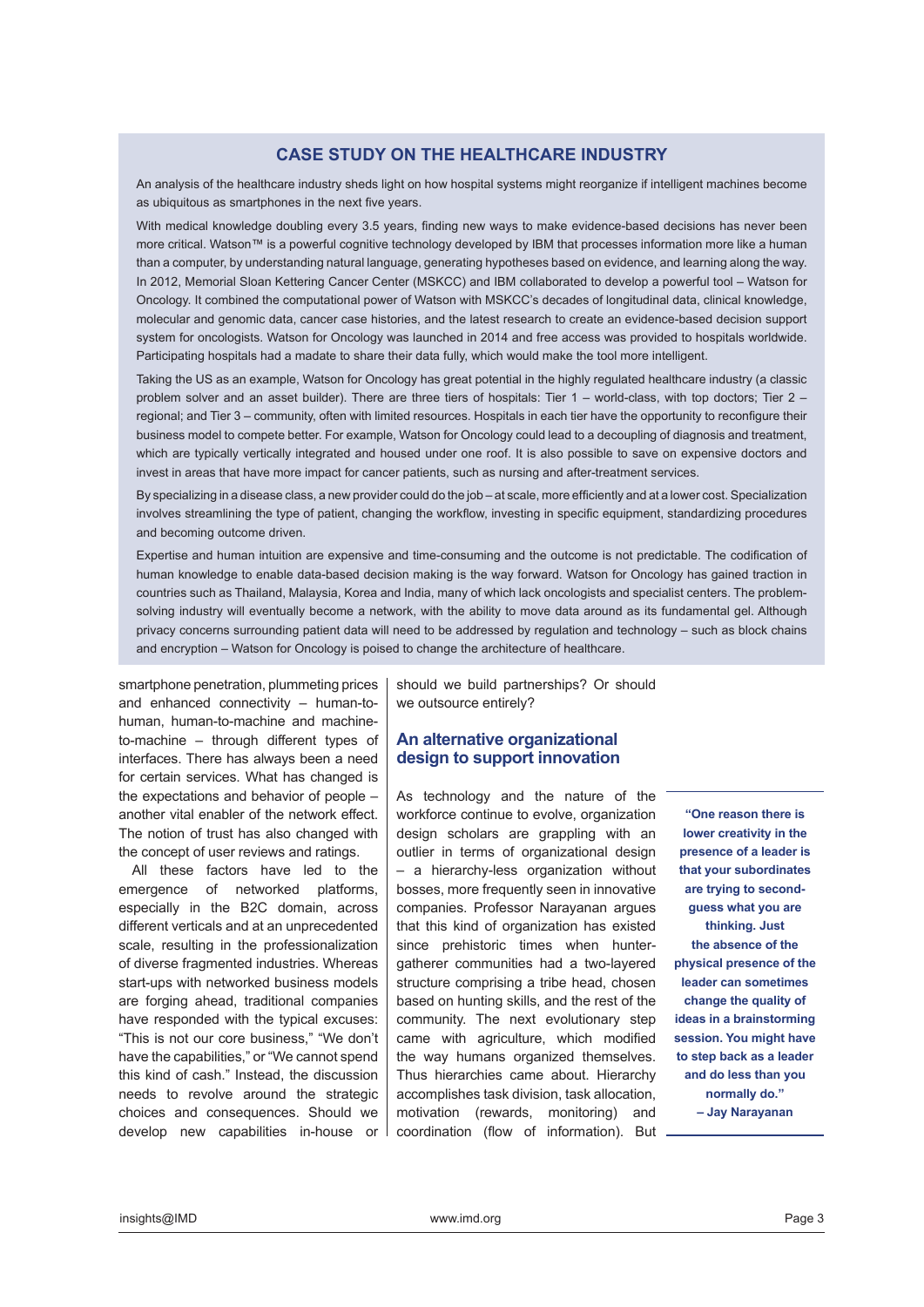## CASE STUDY ON THE HEALTHCARE INDUSTRY

An analysis of the healthcare industry sheds light on how hospital systems might reorganize if intelligent machines become as ubiquitous as smartphones in the next five years.

With medical knowledge doubling every 3.5 years, finding new ways to make evidence-based decisions has never been more critical. Watson™ is a powerful cognitive technology developed by IBM that processes information more like a human than a computer, by understanding natural language, generating hypotheses based on evidence, and learning along the way. In 2012, Memorial Sloan Kettering Cancer Center (MSKCC) and IBM collaborated to develop a powerful tool – Watson for Oncology. It combined the computational power of Watson with MSKCC's decades of longitudinal data, clinical knowledge, molecular and genomic data, cancer case histories, and the latest research to create an evidence-based decision support system for oncologists. Watson for Oncology was launched in 2014 and free access was provided to hospitals worldwide. Participating hospitals had a madate to share their data fully, which would make the tool more intelligent.

Taking the US as an example, Watson for Oncology has great potential in the highly regulated healthcare industry (a classic problem solver and an asset builder). There are three tiers of hospitals: Tier 1 – world-class, with top doctors; Tier 2 – regional; and Tier 3 – community, often with limited resources. Hospitals in each tier have the opportunity to reconfigure their business model to compete better. For example, Watson for Oncology could lead to a decoupling of diagnosis and treatment, which are typically vertically integrated and housed under one roof. It is also possible to save on expensive doctors and invest in areas that have more impact for cancer patients, such as nursing and after-treatment services.

By specializing in a disease class, a new provider could do the job – at scale, more efficiently and at a lower cost. Specialization involves streamlining the type of patient, changing the workflow, investing in specific equipment, standardizing procedures and becoming outcome driven.

Expertise and human intuition are expensive and time-consuming and the outcome is not predictable. The codification of human knowledge to enable data-based decision making is the way forward. Watson for Oncology has gained traction in countries such as Thailand, Malaysia, Korea and India, many of which lack oncologists and specialist centers. The problem-solving industry will eventually become a network, with the ability to move data around as its fundamental gel. Although privacy concerns surrounding patient data will need to be addressed by regulation and technology – such as block chains and encryption – Watson for Oncology is poised to change the architecture of healthcare.

smartphone penetration, plummeting prices and enhanced connectivity – human-to-human, human-to-machine and machine-to-machine – through different types of interfaces. There has always been a need for certain services. What has changed is the expectations and behavior of people – another vital enabler of the network effect. The notion of trust has also changed with the concept of user reviews and ratings.

All these factors have led to the emergence of networked platforms, especially in the B2C domain, across different verticals and at an unprecedented scale, resulting in the professionalization of diverse fragmented industries. Whereas start-ups with networked business models are forging ahead, traditional companies have responded with the typical excuses: "This is not our core business," "We don't have the capabilities," or "We cannot spend this kind of cash." Instead, the discussion needs to revolve around the strategic choices and consequences. Should we develop new capabilities in-house or should we build partnerships? Or should we outsource entirely?

## An alternative organizational design to support innovation

As technology and the nature of the workforce continue to evolve, organization design scholars are grappling with an outlier in terms of organizational design – a hierarchy-less organization without bosses, more frequently seen in innovative companies. Professor Narayanan argues that this kind of organization has existed since prehistoric times when hunter-gatherer communities had a two-layered structure comprising a tribe head, chosen based on hunting skills, and the rest of the community. The next evolutionary step came with agriculture, which modified the way humans organized themselves. Thus hierarchies came about. Hierarchy accomplishes task division, task allocation, motivation (rewards, monitoring) and coordination (flow of information). But

> **"One reason there is lower creativity in the presence of a leader is that your subordinates are trying to second-guess what you are thinking. Just the absence of the physical presence of the leader can sometimes change the quality of ideas in a brainstorming session. You might have to step back as a leader and do less than you normally do."**
> **– Jay Narayanan**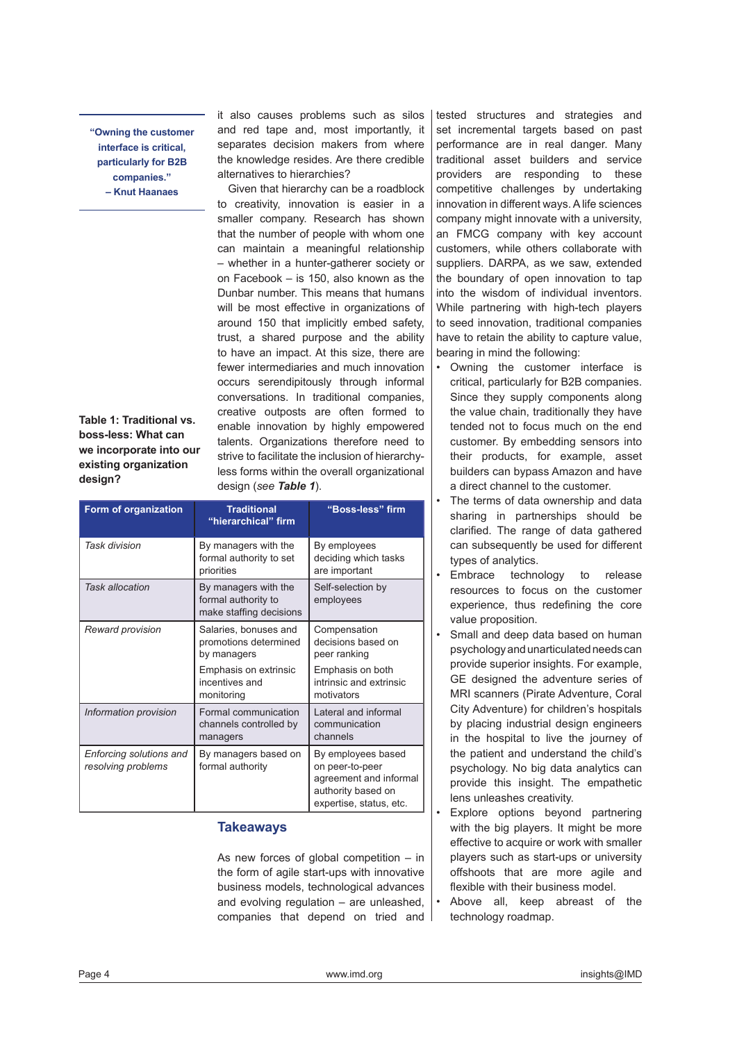> **"Owning the customer interface is critical, particularly for B2B companies."**
> **– Knut Haanaes**

it also causes problems such as silos and red tape and, most importantly, it separates decision makers from where the knowledge resides. Are there credible alternatives to hierarchies?

Given that hierarchy can be a roadblock to creativity, innovation is easier in a smaller company. Research has shown that the number of people with whom one can maintain a meaningful relationship – whether in a hunter-gatherer society or on Facebook – is 150, also known as the Dunbar number. This means that humans will be most effective in organizations of around 150 that implicitly embed safety, trust, a shared purpose and the ability to have an impact. At this size, there are fewer intermediaries and much innovation occurs serendipitously through informal conversations. In traditional companies, creative outposts are often formed to enable innovation by highly empowered talents. Organizations therefore need to strive to facilitate the inclusion of hierarchy-less forms within the overall organizational design (*see **Table 1***).

**Table 1: Traditional vs. boss-less: What can we incorporate into our existing organization design?**

| Form of organization | Traditional "hierarchical" firm | "Boss-less" firm |
|---|---|---|
| *Task division* | By managers with the formal authority to set priorities | By employees deciding which tasks are important |
| *Task allocation* | By managers with the formal authority to make staffing decisions | Self-selection by employees |
| *Reward provision* | Salaries, bonuses and promotions determined by managers<br>Emphasis on extrinsic incentives and monitoring | Compensation decisions based on peer ranking<br>Emphasis on both intrinsic and extrinsic motivators |
| *Information provision* | Formal communication channels controlled by managers | Lateral and informal communication channels |
| *Enforcing solutions and resolving problems* | By managers based on formal authority | By employees based on peer-to-peer agreement and informal authority based on expertise, status, etc. |

## Takeaways

As new forces of global competition – in the form of agile start-ups with innovative business models, technological advances and evolving regulation – are unleashed, companies that depend on tried and tested structures and strategies and set incremental targets based on past performance are in real danger. Many traditional asset builders and service providers are responding to these competitive challenges by undertaking innovation in different ways. A life sciences company might innovate with a university, an FMCG company with key account customers, while others collaborate with suppliers. DARPA, as we saw, extended the boundary of open innovation to tap into the wisdom of individual inventors. While partnering with high-tech players to seed innovation, traditional companies have to retain the ability to capture value, bearing in mind the following:

- Owning the customer interface is critical, particularly for B2B companies. Since they supply components along the value chain, traditionally they have tended not to focus much on the end customer. By embedding sensors into their products, for example, asset builders can bypass Amazon and have a direct channel to the customer.
- The terms of data ownership and data sharing in partnerships should be clarified. The range of data gathered can subsequently be used for different types of analytics.
- Embrace technology to release resources to focus on the customer experience, thus redefining the core value proposition.
- Small and deep data based on human psychology and unarticulated needs can provide superior insights. For example, GE designed the adventure series of MRI scanners (Pirate Adventure, Coral City Adventure) for children's hospitals by placing industrial design engineers in the hospital to live the journey of the patient and understand the child's psychology. No big data analytics can provide this insight. The empathetic lens unleashes creativity.
- Explore options beyond partnering with the big players. It might be more effective to acquire or work with smaller players such as start-ups or university offshoots that are more agile and flexible with their business model.
- Above all, keep abreast of the technology roadmap.